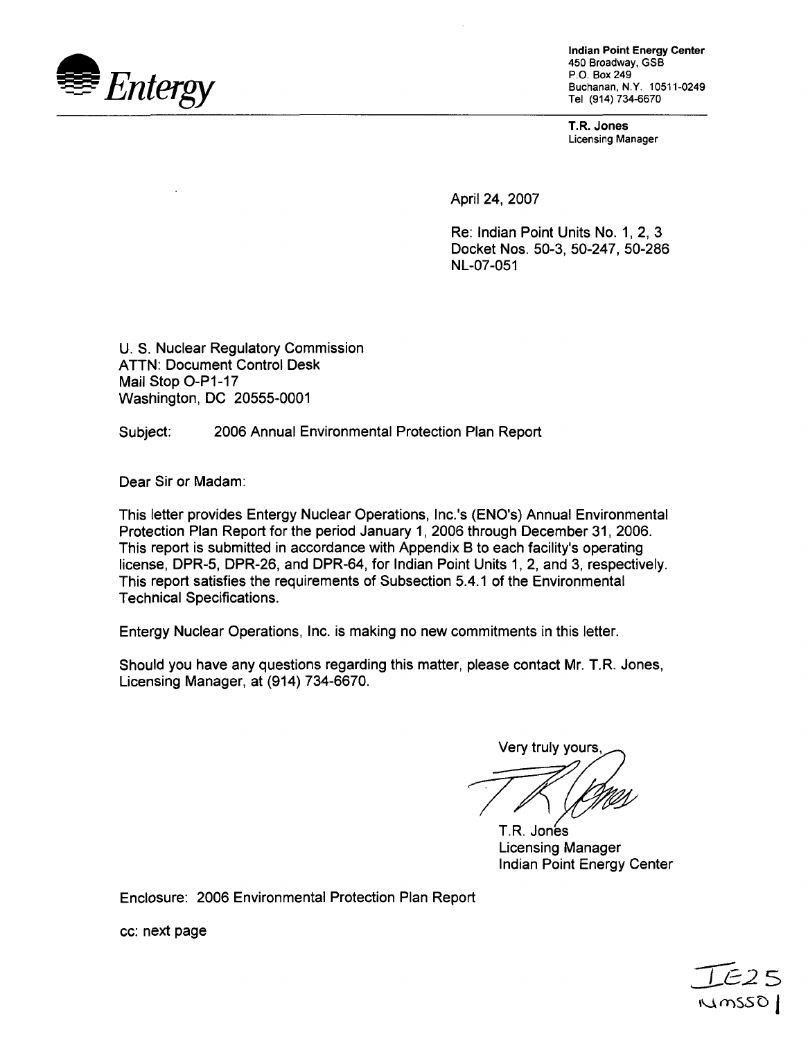**Entergy**

**Indian Point Energy Center**
450 Broadway, GSB
P.O. Box 249
Buchanan, N.Y. 10511-0249
Tel (914) 734-6670

**T.R. Jones**
Licensing Manager

April 24, 2007

Re: Indian Point Units No. 1, 2, 3
Docket Nos. 50-3, 50-247, 50-286
NL-07-051

U. S. Nuclear Regulatory Commission
ATTN: Document Control Desk
Mail Stop O-P1-17
Washington, DC 20555-0001

Subject: 2006 Annual Environmental Protection Plan Report

Dear Sir or Madam:

This letter provides Entergy Nuclear Operations, Inc.'s (ENO's) Annual Environmental Protection Plan Report for the period January 1, 2006 through December 31, 2006. This report is submitted in accordance with Appendix B to each facility's operating license, DPR-5, DPR-26, and DPR-64, for Indian Point Units 1, 2, and 3, respectively. This report satisfies the requirements of Subsection 5.4.1 of the Environmental Technical Specifications.

Entergy Nuclear Operations, Inc. is making no new commitments in this letter.

Should you have any questions regarding this matter, please contact Mr. T.R. Jones, Licensing Manager, at (914) 734-6670.

Very truly yours,

T.R. Jones
Licensing Manager
Indian Point Energy Center

Enclosure: 2006 Environmental Protection Plan Report

cc: next page

IE25
NMSS01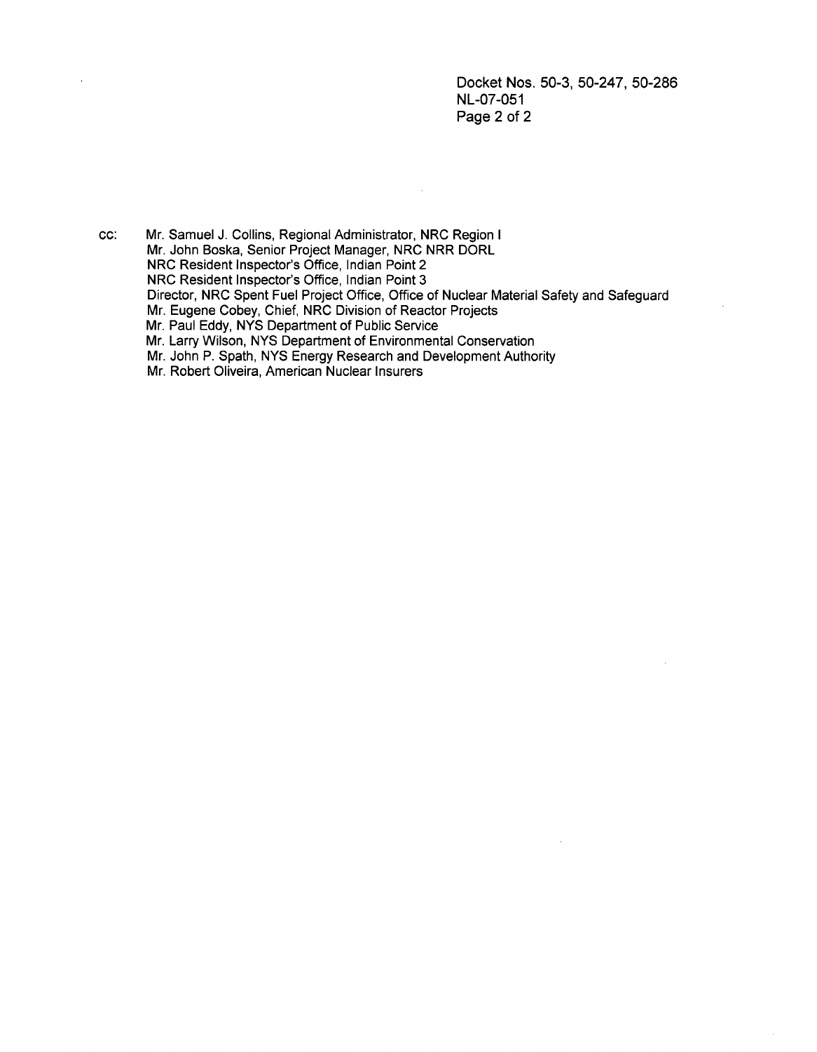cc: Mr. Samuel J. Collins, Regional Administrator, NRC Region I
Mr. John Boska, Senior Project Manager, NRC NRR DORL
NRC Resident Inspector's Office, Indian Point 2
NRC Resident Inspector's Office, Indian Point 3
Director, NRC Spent Fuel Project Office, Office of Nuclear Material Safety and Safeguard
Mr. Eugene Cobey, Chief, NRC Division of Reactor Projects
Mr. Paul Eddy, NYS Department of Public Service
Mr. Larry Wilson, NYS Department of Environmental Conservation
Mr. John P. Spath, NYS Energy Research and Development Authority
Mr. Robert Oliveira, American Nuclear Insurers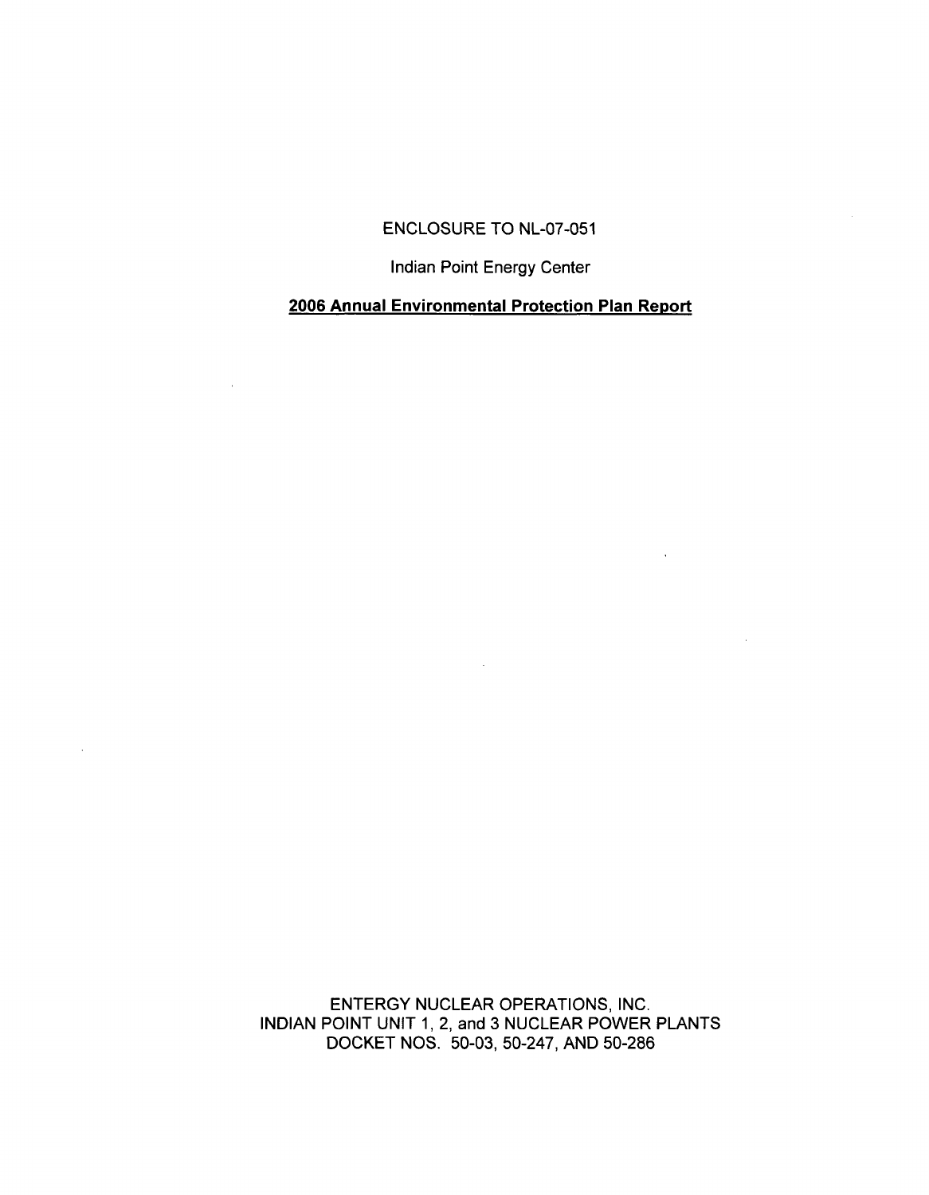ENCLOSURE TO NL-07-051

Indian Point Energy Center

**2006 Annual Environmental Protection Plan Report**

ENTERGY NUCLEAR OPERATIONS, INC.
INDIAN POINT UNIT 1, 2, and 3 NUCLEAR POWER PLANTS
DOCKET NOS. 50-03, 50-247, AND 50-286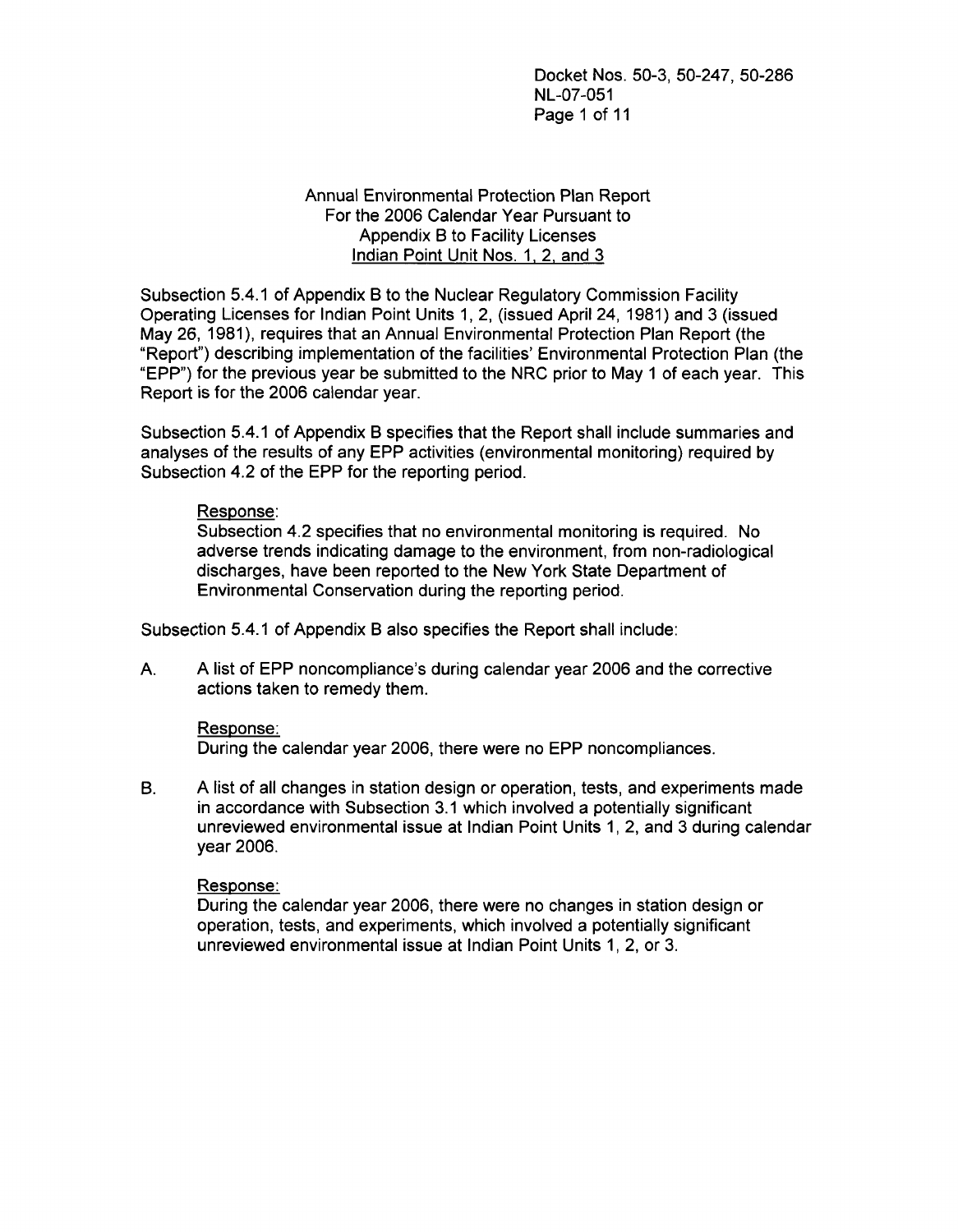Docket Nos. 50-3, 50-247, 50-286
NL-07-051

Annual Environmental Protection Plan Report
For the 2006 Calendar Year Pursuant to
Appendix B to Facility Licenses
Indian Point Unit Nos. 1, 2, and 3

Subsection 5.4.1 of Appendix B to the Nuclear Regulatory Commission Facility Operating Licenses for Indian Point Units 1, 2, (issued April 24, 1981) and 3 (issued May 26, 1981), requires that an Annual Environmental Protection Plan Report (the "Report") describing implementation of the facilities' Environmental Protection Plan (the "EPP") for the previous year be submitted to the NRC prior to May 1 of each year. This Report is for the 2006 calendar year.

Subsection 5.4.1 of Appendix B specifies that the Report shall include summaries and analyses of the results of any EPP activities (environmental monitoring) required by Subsection 4.2 of the EPP for the reporting period.

Response:
Subsection 4.2 specifies that no environmental monitoring is required. No adverse trends indicating damage to the environment, from non-radiological discharges, have been reported to the New York State Department of Environmental Conservation during the reporting period.

Subsection 5.4.1 of Appendix B also specifies the Report shall include:

A. A list of EPP noncompliance's during calendar year 2006 and the corrective actions taken to remedy them.

   Response:
   During the calendar year 2006, there were no EPP noncompliances.

B. A list of all changes in station design or operation, tests, and experiments made in accordance with Subsection 3.1 which involved a potentially significant unreviewed environmental issue at Indian Point Units 1, 2, and 3 during calendar year 2006.

   Response:
   During the calendar year 2006, there were no changes in station design or operation, tests, and experiments, which involved a potentially significant unreviewed environmental issue at Indian Point Units 1, 2, or 3.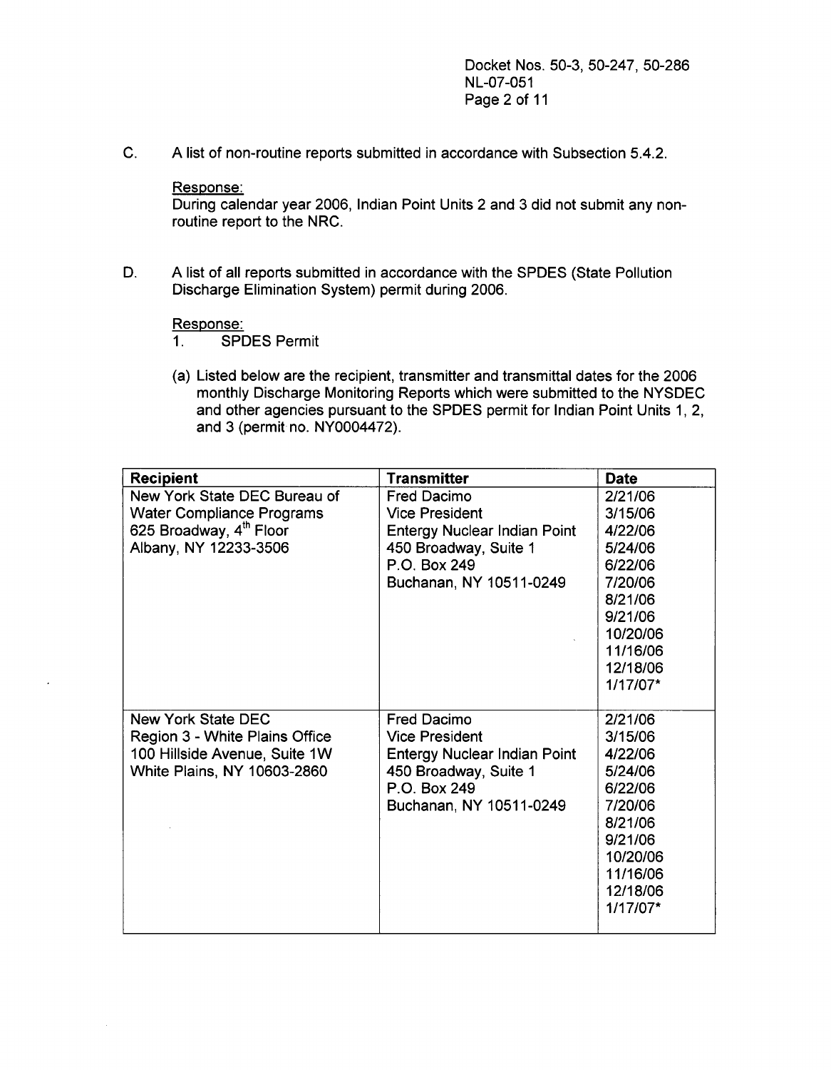C. A list of non-routine reports submitted in accordance with Subsection 5.4.2.

<u>Response:</u>
During calendar year 2006, Indian Point Units 2 and 3 did not submit any non-routine report to the NRC.

D. A list of all reports submitted in accordance with the SPDES (State Pollution Discharge Elimination System) permit during 2006.

<u>Response:</u>

1. SPDES Permit

(a) Listed below are the recipient, transmitter and transmittal dates for the 2006 monthly Discharge Monitoring Reports which were submitted to the NYSDEC and other agencies pursuant to the SPDES permit for Indian Point Units 1, 2, and 3 (permit no. NY0004472).

| Recipient | Transmitter | Date |
|---|---|---|
| New York State DEC Bureau of Water Compliance Programs<br>625 Broadway, 4th Floor<br>Albany, NY 12233-3506 | Fred Dacimo<br>Vice President<br>Entergy Nuclear Indian Point<br>450 Broadway, Suite 1<br>P.O. Box 249<br>Buchanan, NY 10511-0249 | 2/21/06<br>3/15/06<br>4/22/06<br>5/24/06<br>6/22/06<br>7/20/06<br>8/21/06<br>9/21/06<br>10/20/06<br>11/16/06<br>12/18/06<br>1/17/07* |
| New York State DEC<br>Region 3 - White Plains Office<br>100 Hillside Avenue, Suite 1W<br>White Plains, NY 10603-2860 | Fred Dacimo<br>Vice President<br>Entergy Nuclear Indian Point<br>450 Broadway, Suite 1<br>P.O. Box 249<br>Buchanan, NY 10511-0249 | 2/21/06<br>3/15/06<br>4/22/06<br>5/24/06<br>6/22/06<br>7/20/06<br>8/21/06<br>9/21/06<br>10/20/06<br>11/16/06<br>12/18/06<br>1/17/07* |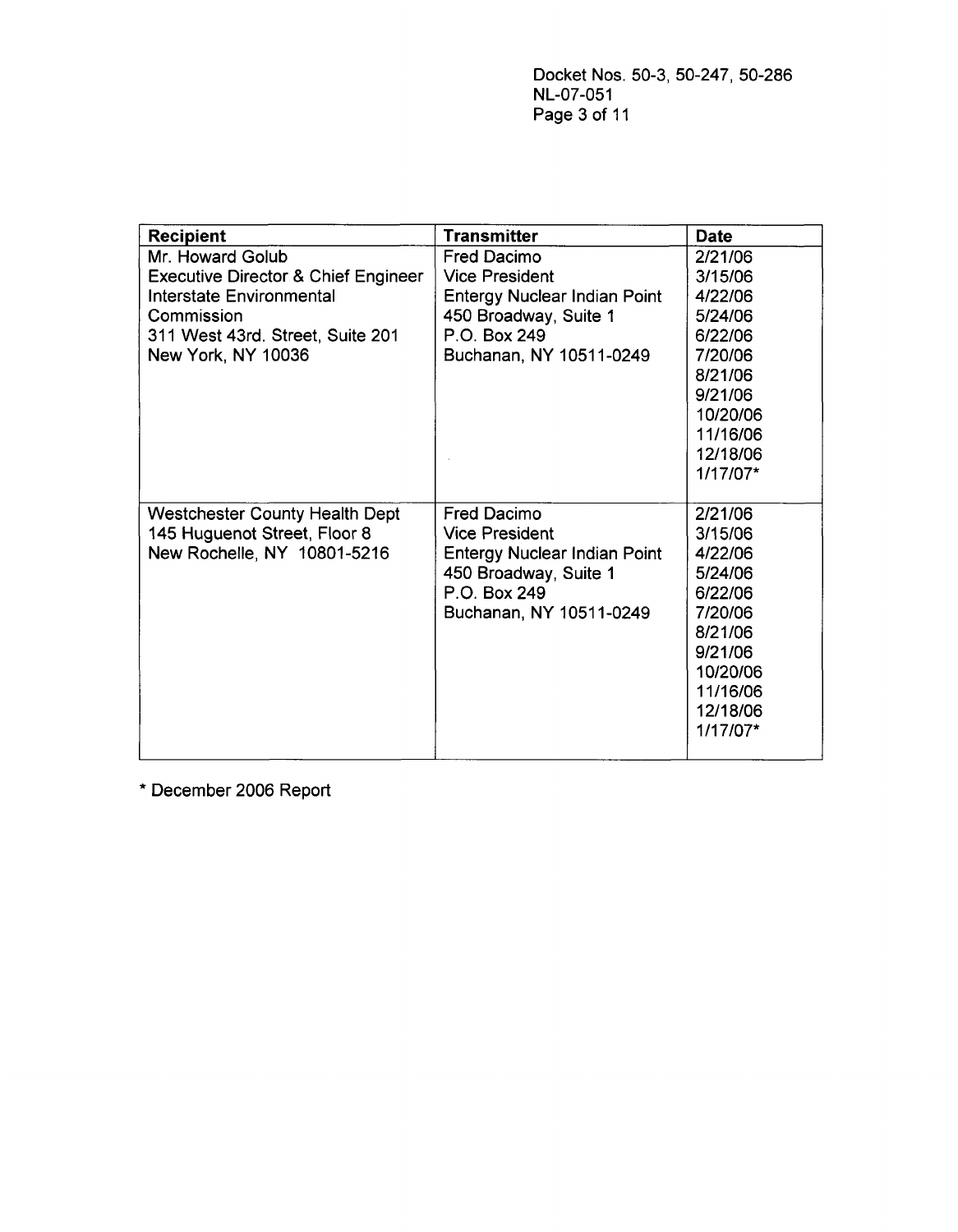| Recipient | Transmitter | Date |
|---|---|---|
| Mr. Howard Golub<br>Executive Director & Chief Engineer<br>Interstate Environmental Commission<br>311 West 43rd. Street, Suite 201<br>New York, NY 10036 | Fred Dacimo<br>Vice President<br>Entergy Nuclear Indian Point<br>450 Broadway, Suite 1<br>P.O. Box 249<br>Buchanan, NY 10511-0249 | 2/21/06<br>3/15/06<br>4/22/06<br>5/24/06<br>6/22/06<br>7/20/06<br>8/21/06<br>9/21/06<br>10/20/06<br>11/16/06<br>12/18/06<br>1/17/07* |
| Westchester County Health Dept<br>145 Huguenot Street, Floor 8<br>New Rochelle, NY 10801-5216 | Fred Dacimo<br>Vice President<br>Entergy Nuclear Indian Point<br>450 Broadway, Suite 1<br>P.O. Box 249<br>Buchanan, NY 10511-0249 | 2/21/06<br>3/15/06<br>4/22/06<br>5/24/06<br>6/22/06<br>7/20/06<br>8/21/06<br>9/21/06<br>10/20/06<br>11/16/06<br>12/18/06<br>1/17/07* |

* December 2006 Report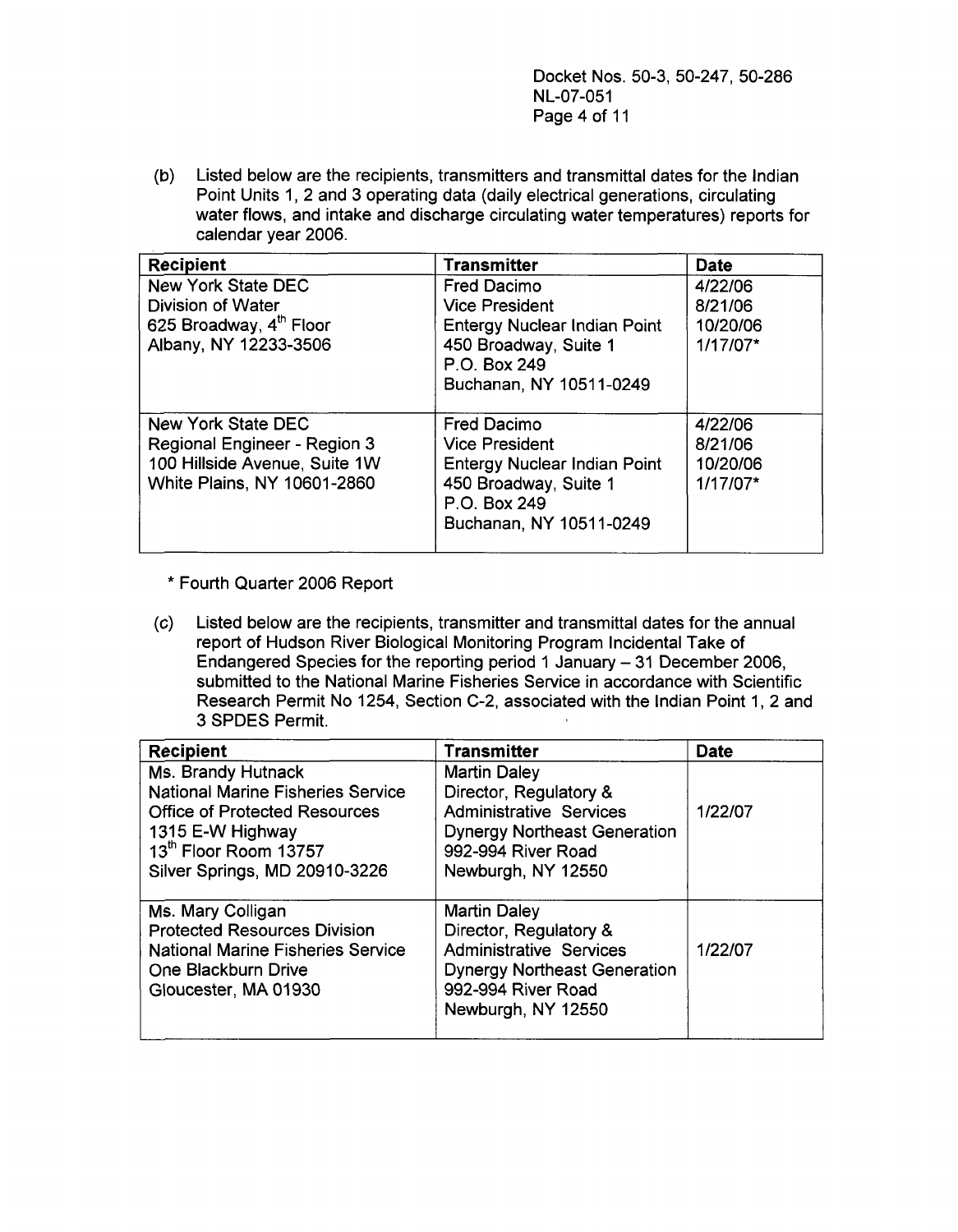(b) Listed below are the recipients, transmitters and transmittal dates for the Indian Point Units 1, 2 and 3 operating data (daily electrical generations, circulating water flows, and intake and discharge circulating water temperatures) reports for calendar year 2006.

| Recipient | Transmitter | Date |
|---|---|---|
| New York State DEC<br>Division of Water<br>625 Broadway, 4th Floor<br>Albany, NY 12233-3506 | Fred Dacimo<br>Vice President<br>Entergy Nuclear Indian Point<br>450 Broadway, Suite 1<br>P.O. Box 249<br>Buchanan, NY 10511-0249 | 4/22/06<br>8/21/06<br>10/20/06<br>1/17/07* |
| New York State DEC<br>Regional Engineer - Region 3<br>100 Hillside Avenue, Suite 1W<br>White Plains, NY 10601-2860 | Fred Dacimo<br>Vice President<br>Entergy Nuclear Indian Point<br>450 Broadway, Suite 1<br>P.O. Box 249<br>Buchanan, NY 10511-0249 | 4/22/06<br>8/21/06<br>10/20/06<br>1/17/07* |

\* Fourth Quarter 2006 Report

(c) Listed below are the recipients, transmitter and transmittal dates for the annual report of Hudson River Biological Monitoring Program Incidental Take of Endangered Species for the reporting period 1 January – 31 December 2006, submitted to the National Marine Fisheries Service in accordance with Scientific Research Permit No 1254, Section C-2, associated with the Indian Point 1, 2 and 3 SPDES Permit.

| Recipient | Transmitter | Date |
|---|---|---|
| Ms. Brandy Hutnack<br>National Marine Fisheries Service<br>Office of Protected Resources<br>1315 E-W Highway<br>13th Floor Room 13757<br>Silver Springs, MD 20910-3226 | Martin Daley<br>Director, Regulatory & Administrative Services<br>Dynergy Northeast Generation<br>992-994 River Road<br>Newburgh, NY 12550 | 1/22/07 |
| Ms. Mary Colligan<br>Protected Resources Division<br>National Marine Fisheries Service<br>One Blackburn Drive<br>Gloucester, MA 01930 | Martin Daley<br>Director, Regulatory & Administrative Services<br>Dynergy Northeast Generation<br>992-994 River Road<br>Newburgh, NY 12550 | 1/22/07 |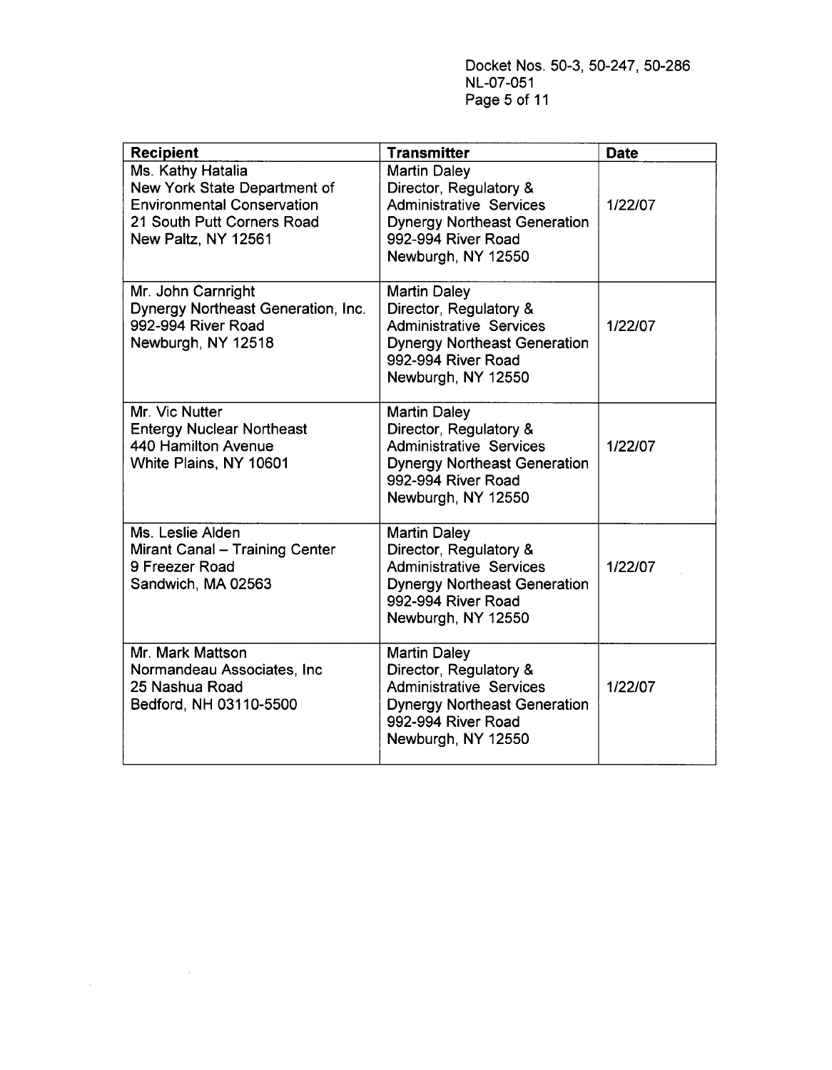| Recipient | Transmitter | Date |
|---|---|---|
| Ms. Kathy Hatalia<br>New York State Department of Environmental Conservation<br>21 South Putt Corners Road<br>New Paltz, NY 12561 | Martin Daley<br>Director, Regulatory & Administrative Services<br>Dynergy Northeast Generation<br>992-994 River Road<br>Newburgh, NY 12550 | 1/22/07 |
| Mr. John Carnright<br>Dynergy Northeast Generation, Inc.<br>992-994 River Road<br>Newburgh, NY 12518 | Martin Daley<br>Director, Regulatory & Administrative Services<br>Dynergy Northeast Generation<br>992-994 River Road<br>Newburgh, NY 12550 | 1/22/07 |
| Mr. Vic Nutter<br>Entergy Nuclear Northeast<br>440 Hamilton Avenue<br>White Plains, NY 10601 | Martin Daley<br>Director, Regulatory & Administrative Services<br>Dynergy Northeast Generation<br>992-994 River Road<br>Newburgh, NY 12550 | 1/22/07 |
| Ms. Leslie Alden<br>Mirant Canal – Training Center<br>9 Freezer Road<br>Sandwich, MA 02563 | Martin Daley<br>Director, Regulatory & Administrative Services<br>Dynergy Northeast Generation<br>992-994 River Road<br>Newburgh, NY 12550 | 1/22/07 |
| Mr. Mark Mattson<br>Normandeau Associates, Inc<br>25 Nashua Road<br>Bedford, NH 03110-5500 | Martin Daley<br>Director, Regulatory & Administrative Services<br>Dynergy Northeast Generation<br>992-994 River Road<br>Newburgh, NY 12550 | 1/22/07 |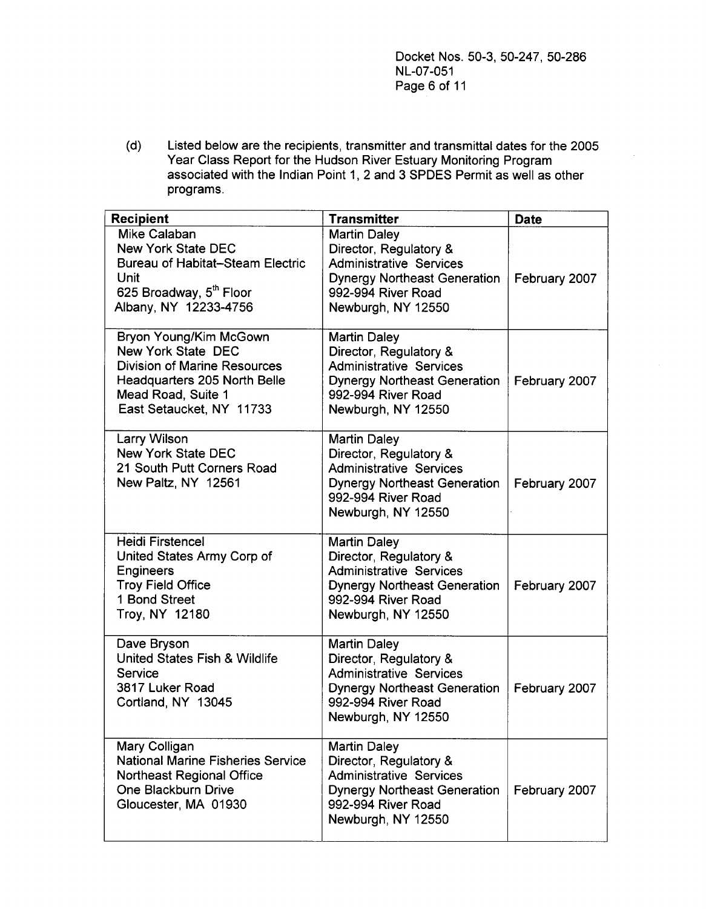Docket Nos. 50-3, 50-247, 50-286
NL-07-051

(d) Listed below are the recipients, transmitter and transmittal dates for the 2005 Year Class Report for the Hudson River Estuary Monitoring Program associated with the Indian Point 1, 2 and 3 SPDES Permit as well as other programs.

| Recipient | Transmitter | Date |
|---|---|---|
| Mike Calaban<br>New York State DEC<br>Bureau of Habitat–Steam Electric Unit<br>625 Broadway, 5th Floor<br>Albany, NY 12233-4756 | Martin Daley<br>Director, Regulatory & Administrative Services<br>Dynergy Northeast Generation<br>992-994 River Road<br>Newburgh, NY 12550 | February 2007 |
| Bryon Young/Kim McGown<br>New York State DEC<br>Division of Marine Resources<br>Headquarters 205 North Belle Mead Road, Suite 1<br>East Setaucket, NY 11733 | Martin Daley<br>Director, Regulatory & Administrative Services<br>Dynergy Northeast Generation<br>992-994 River Road<br>Newburgh, NY 12550 | February 2007 |
| Larry Wilson<br>New York State DEC<br>21 South Putt Corners Road<br>New Paltz, NY 12561 | Martin Daley<br>Director, Regulatory & Administrative Services<br>Dynergy Northeast Generation<br>992-994 River Road<br>Newburgh, NY 12550 | February 2007 |
| Heidi Firstencel<br>United States Army Corp of Engineers<br>Troy Field Office<br>1 Bond Street<br>Troy, NY 12180 | Martin Daley<br>Director, Regulatory & Administrative Services<br>Dynergy Northeast Generation<br>992-994 River Road<br>Newburgh, NY 12550 | February 2007 |
| Dave Bryson<br>United States Fish & Wildlife Service<br>3817 Luker Road<br>Cortland, NY 13045 | Martin Daley<br>Director, Regulatory & Administrative Services<br>Dynergy Northeast Generation<br>992-994 River Road<br>Newburgh, NY 12550 | February 2007 |
| Mary Colligan<br>National Marine Fisheries Service<br>Northeast Regional Office<br>One Blackburn Drive<br>Gloucester, MA 01930 | Martin Daley<br>Director, Regulatory & Administrative Services<br>Dynergy Northeast Generation<br>992-994 River Road<br>Newburgh, NY 12550 | February 2007 |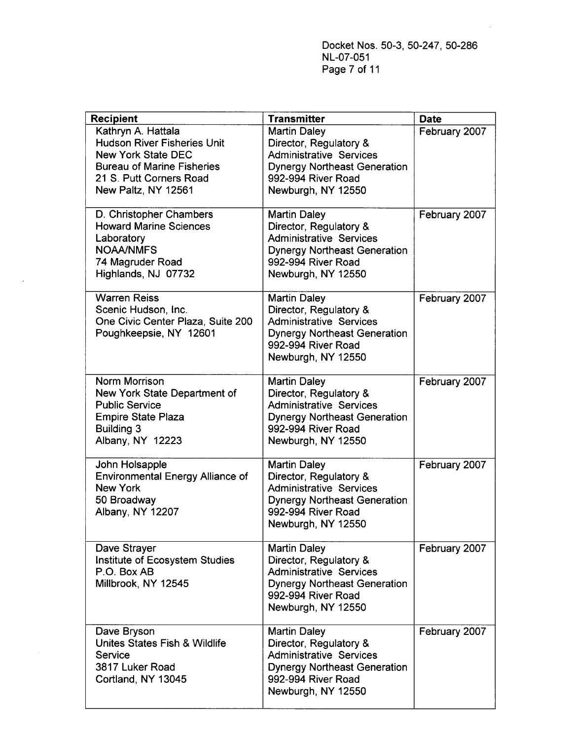| Recipient | Transmitter | Date |
|---|---|---|
| Kathryn A. Hattala<br>Hudson River Fisheries Unit<br>New York State DEC<br>Bureau of Marine Fisheries<br>21 S. Putt Corners Road<br>New Paltz, NY 12561 | Martin Daley<br>Director, Regulatory &<br>Administrative Services<br>Dynergy Northeast Generation<br>992-994 River Road<br>Newburgh, NY 12550 | February 2007 |
| D. Christopher Chambers<br>Howard Marine Sciences<br>Laboratory<br>NOAA/NMFS<br>74 Magruder Road<br>Highlands, NJ 07732 | Martin Daley<br>Director, Regulatory &<br>Administrative Services<br>Dynergy Northeast Generation<br>992-994 River Road<br>Newburgh, NY 12550 | February 2007 |
| Warren Reiss<br>Scenic Hudson, Inc.<br>One Civic Center Plaza, Suite 200<br>Poughkeepsie, NY 12601 | Martin Daley<br>Director, Regulatory &<br>Administrative Services<br>Dynergy Northeast Generation<br>992-994 River Road<br>Newburgh, NY 12550 | February 2007 |
| Norm Morrison<br>New York State Department of<br>Public Service<br>Empire State Plaza<br>Building 3<br>Albany, NY 12223 | Martin Daley<br>Director, Regulatory &<br>Administrative Services<br>Dynergy Northeast Generation<br>992-994 River Road<br>Newburgh, NY 12550 | February 2007 |
| John Holsapple<br>Environmental Energy Alliance of<br>New York<br>50 Broadway<br>Albany, NY 12207 | Martin Daley<br>Director, Regulatory &<br>Administrative Services<br>Dynergy Northeast Generation<br>992-994 River Road<br>Newburgh, NY 12550 | February 2007 |
| Dave Strayer<br>Institute of Ecosystem Studies<br>P.O. Box AB<br>Millbrook, NY 12545 | Martin Daley<br>Director, Regulatory &<br>Administrative Services<br>Dynergy Northeast Generation<br>992-994 River Road<br>Newburgh, NY 12550 | February 2007 |
| Dave Bryson<br>Unites States Fish & Wildlife<br>Service<br>3817 Luker Road<br>Cortland, NY 13045 | Martin Daley<br>Director, Regulatory &<br>Administrative Services<br>Dynergy Northeast Generation<br>992-994 River Road<br>Newburgh, NY 12550 | February 2007 |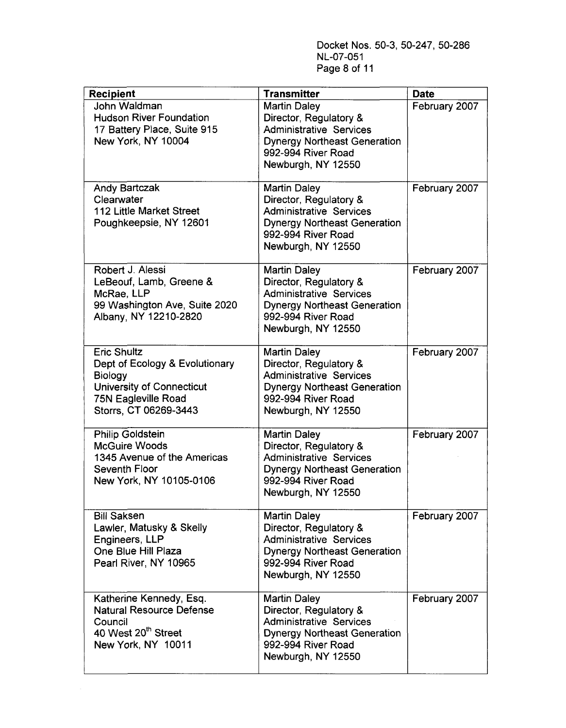| Recipient | Transmitter | Date |
|---|---|---|
| John Waldman<br>Hudson River Foundation<br>17 Battery Place, Suite 915<br>New York, NY 10004 | Martin Daley<br>Director, Regulatory &<br>Administrative Services<br>Dynergy Northeast Generation<br>992-994 River Road<br>Newburgh, NY 12550 | February 2007 |
| Andy Bartczak<br>Clearwater<br>112 Little Market Street<br>Poughkeepsie, NY 12601 | Martin Daley<br>Director, Regulatory &<br>Administrative Services<br>Dynergy Northeast Generation<br>992-994 River Road<br>Newburgh, NY 12550 | February 2007 |
| Robert J. Alessi<br>LeBeouf, Lamb, Greene &<br>McRae, LLP<br>99 Washington Ave, Suite 2020<br>Albany, NY 12210-2820 | Martin Daley<br>Director, Regulatory &<br>Administrative Services<br>Dynergy Northeast Generation<br>992-994 River Road<br>Newburgh, NY 12550 | February 2007 |
| Eric Shultz<br>Dept of Ecology & Evolutionary<br>Biology<br>University of Connecticut<br>75N Eagleville Road<br>Storrs, CT 06269-3443 | Martin Daley<br>Director, Regulatory &<br>Administrative Services<br>Dynergy Northeast Generation<br>992-994 River Road<br>Newburgh, NY 12550 | February 2007 |
| Philip Goldstein<br>McGuire Woods<br>1345 Avenue of the Americas<br>Seventh Floor<br>New York, NY 10105-0106 | Martin Daley<br>Director, Regulatory &<br>Administrative Services<br>Dynergy Northeast Generation<br>992-994 River Road<br>Newburgh, NY 12550 | February 2007 |
| Bill Saksen<br>Lawler, Matusky & Skelly<br>Engineers, LLP<br>One Blue Hill Plaza<br>Pearl River, NY 10965 | Martin Daley<br>Director, Regulatory &<br>Administrative Services<br>Dynergy Northeast Generation<br>992-994 River Road<br>Newburgh, NY 12550 | February 2007 |
| Katherine Kennedy, Esq.<br>Natural Resource Defense<br>Council<br>40 West 20th Street<br>New York, NY 10011 | Martin Daley<br>Director, Regulatory &<br>Administrative Services<br>Dynergy Northeast Generation<br>992-994 River Road<br>Newburgh, NY 12550 | February 2007 |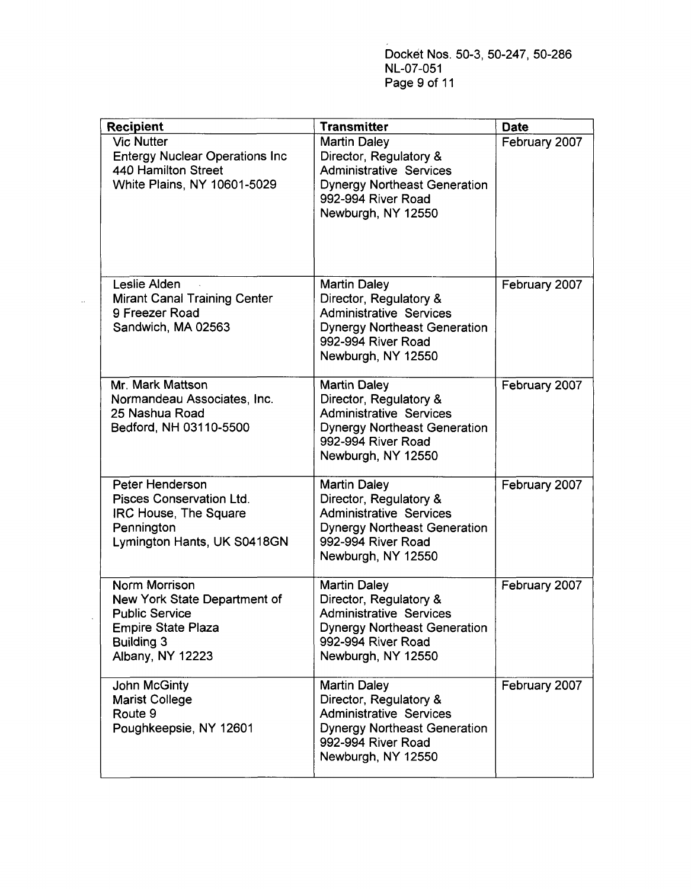| Recipient | Transmitter | Date |
|---|---|---|
| Vic Nutter<br>Entergy Nuclear Operations Inc<br>440 Hamilton Street<br>White Plains, NY 10601-5029 | Martin Daley<br>Director, Regulatory &<br>Administrative Services<br>Dynergy Northeast Generation<br>992-994 River Road<br>Newburgh, NY 12550 | February 2007 |
| Leslie Alden<br>Mirant Canal Training Center<br>9 Freezer Road<br>Sandwich, MA 02563 | Martin Daley<br>Director, Regulatory &<br>Administrative Services<br>Dynergy Northeast Generation<br>992-994 River Road<br>Newburgh, NY 12550 | February 2007 |
| Mr. Mark Mattson<br>Normandeau Associates, Inc.<br>25 Nashua Road<br>Bedford, NH 03110-5500 | Martin Daley<br>Director, Regulatory &<br>Administrative Services<br>Dynergy Northeast Generation<br>992-994 River Road<br>Newburgh, NY 12550 | February 2007 |
| Peter Henderson<br>Pisces Conservation Ltd.<br>IRC House, The Square<br>Pennington<br>Lymington Hants, UK S0418GN | Martin Daley<br>Director, Regulatory &<br>Administrative Services<br>Dynergy Northeast Generation<br>992-994 River Road<br>Newburgh, NY 12550 | February 2007 |
| Norm Morrison<br>New York State Department of<br>Public Service<br>Empire State Plaza<br>Building 3<br>Albany, NY 12223 | Martin Daley<br>Director, Regulatory &<br>Administrative Services<br>Dynergy Northeast Generation<br>992-994 River Road<br>Newburgh, NY 12550 | February 2007 |
| John McGinty<br>Marist College<br>Route 9<br>Poughkeepsie, NY 12601 | Martin Daley<br>Director, Regulatory &<br>Administrative Services<br>Dynergy Northeast Generation<br>992-994 River Road<br>Newburgh, NY 12550 | February 2007 |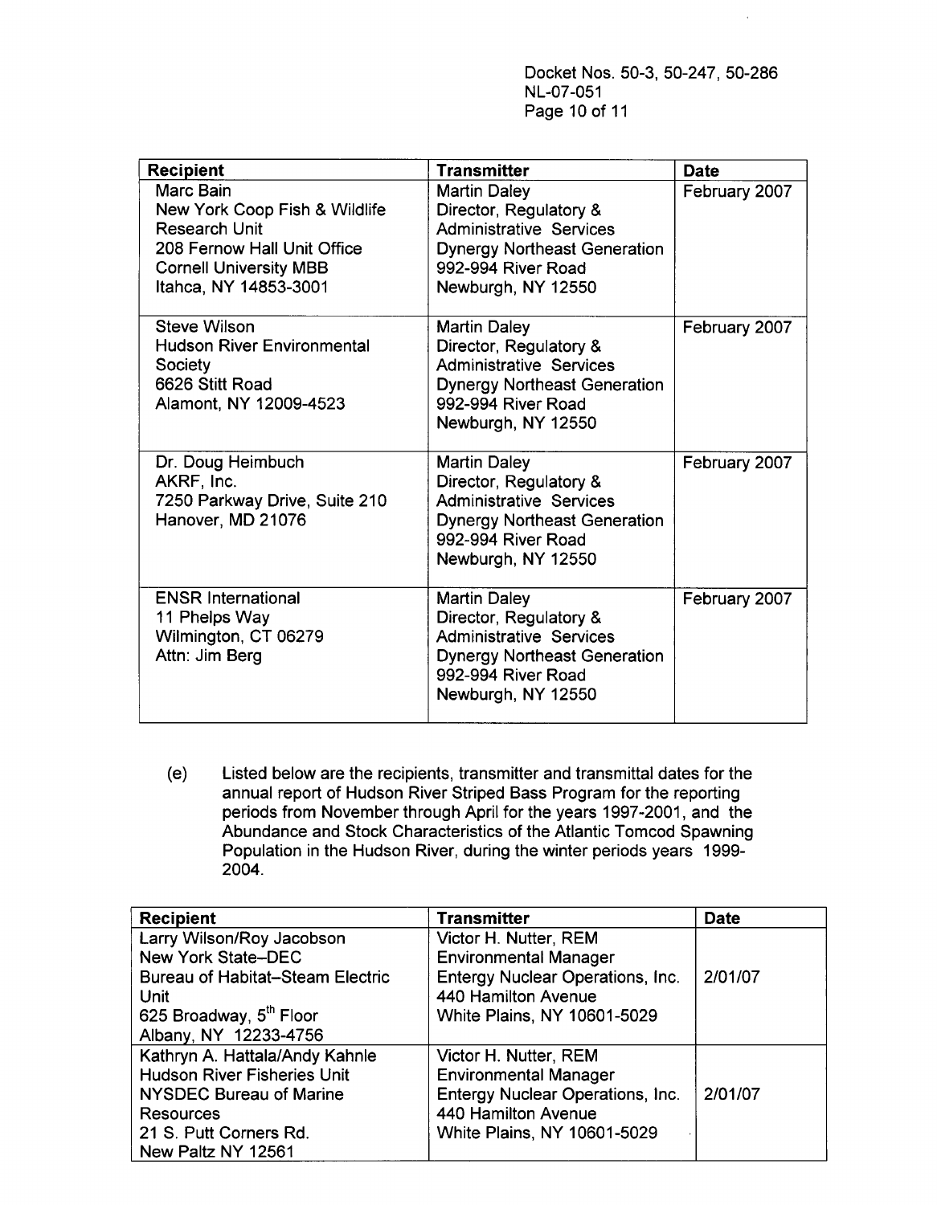| Recipient | Transmitter | Date |
|---|---|---|
| Marc Bain<br>New York Coop Fish & Wildlife Research Unit<br>208 Fernow Hall Unit Office<br>Cornell University MBB<br>Itahca, NY 14853-3001 | Martin Daley<br>Director, Regulatory & Administrative Services<br>Dynergy Northeast Generation<br>992-994 River Road<br>Newburgh, NY 12550 | February 2007 |
| Steve Wilson<br>Hudson River Environmental Society<br>6626 Stitt Road<br>Alamont, NY 12009-4523 | Martin Daley<br>Director, Regulatory & Administrative Services<br>Dynergy Northeast Generation<br>992-994 River Road<br>Newburgh, NY 12550 | February 2007 |
| Dr. Doug Heimbuch<br>AKRF, Inc.<br>7250 Parkway Drive, Suite 210<br>Hanover, MD 21076 | Martin Daley<br>Director, Regulatory & Administrative Services<br>Dynergy Northeast Generation<br>992-994 River Road<br>Newburgh, NY 12550 | February 2007 |
| ENSR International<br>11 Phelps Way<br>Wilmington, CT 06279<br>Attn: Jim Berg | Martin Daley<br>Director, Regulatory & Administrative Services<br>Dynergy Northeast Generation<br>992-994 River Road<br>Newburgh, NY 12550 | February 2007 |

(e) Listed below are the recipients, transmitter and transmittal dates for the annual report of Hudson River Striped Bass Program for the reporting periods from November through April for the years 1997-2001, and the Abundance and Stock Characteristics of the Atlantic Tomcod Spawning Population in the Hudson River, during the winter periods years 1999-2004.

| Recipient | Transmitter | Date |
|---|---|---|
| Larry Wilson/Roy Jacobson<br>New York State–DEC<br>Bureau of Habitat–Steam Electric Unit<br>625 Broadway, 5th Floor<br>Albany, NY 12233-4756 | Victor H. Nutter, REM<br>Environmental Manager<br>Entergy Nuclear Operations, Inc.<br>440 Hamilton Avenue<br>White Plains, NY 10601-5029 | 2/01/07 |
| Kathryn A. Hattala/Andy Kahnle<br>Hudson River Fisheries Unit<br>NYSDEC Bureau of Marine Resources<br>21 S. Putt Corners Rd.<br>New Paltz NY 12561 | Victor H. Nutter, REM<br>Environmental Manager<br>Entergy Nuclear Operations, Inc.<br>440 Hamilton Avenue<br>White Plains, NY 10601-5029 | 2/01/07 |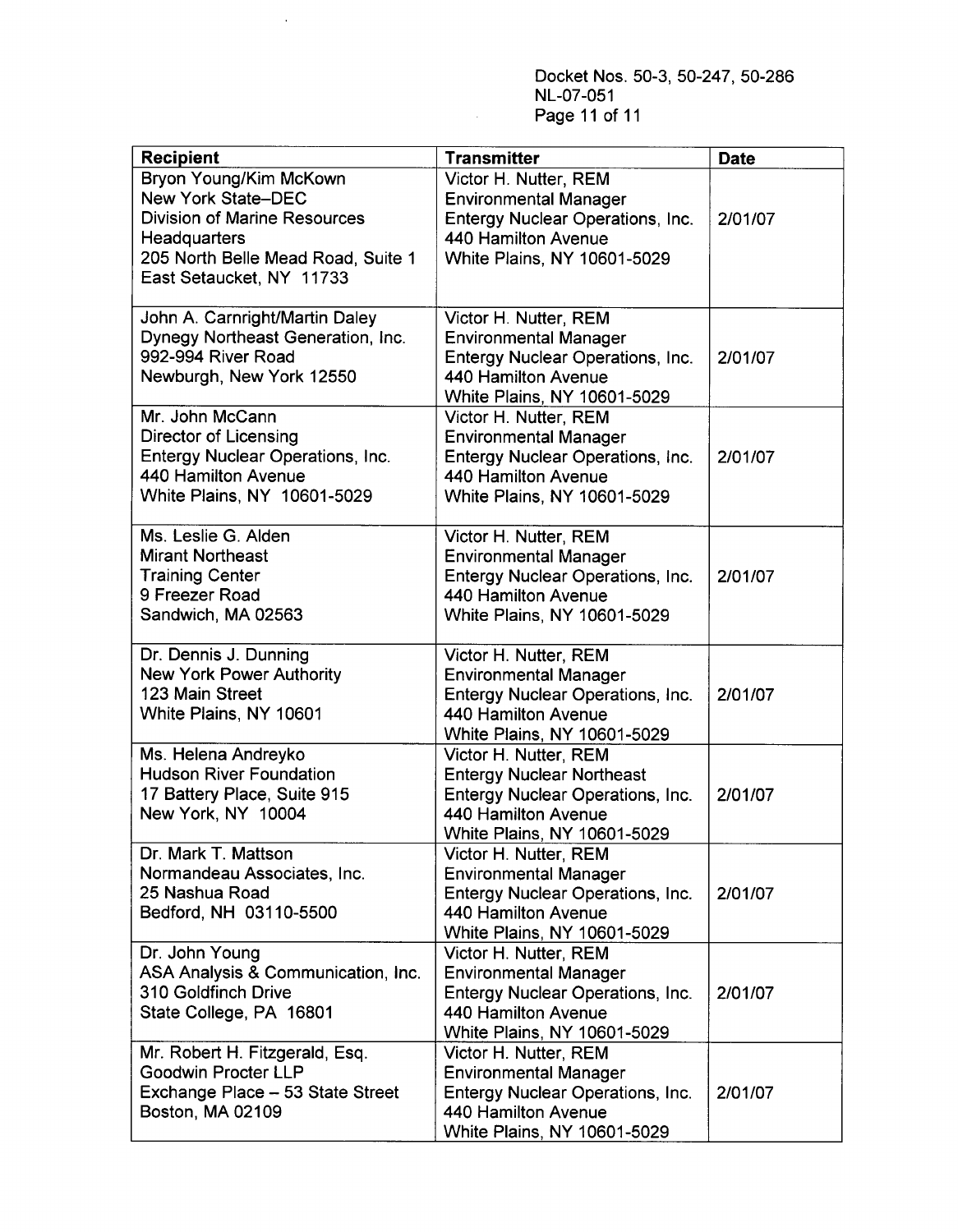| Recipient | Transmitter | Date |
|---|---|---|
| Bryon Young/Kim McKown<br>New York State–DEC<br>Division of Marine Resources<br>Headquarters<br>205 North Belle Mead Road, Suite 1<br>East Setaucket, NY 11733 | Victor H. Nutter, REM<br>Environmental Manager<br>Entergy Nuclear Operations, Inc.<br>440 Hamilton Avenue<br>White Plains, NY 10601-5029 | 2/01/07 |
| John A. Carnright/Martin Daley<br>Dynegy Northeast Generation, Inc.<br>992-994 River Road<br>Newburgh, New York 12550 | Victor H. Nutter, REM<br>Environmental Manager<br>Entergy Nuclear Operations, Inc.<br>440 Hamilton Avenue<br>White Plains, NY 10601-5029 | 2/01/07 |
| Mr. John McCann<br>Director of Licensing<br>Entergy Nuclear Operations, Inc.<br>440 Hamilton Avenue<br>White Plains, NY 10601-5029 | Victor H. Nutter, REM<br>Environmental Manager<br>Entergy Nuclear Operations, Inc.<br>440 Hamilton Avenue<br>White Plains, NY 10601-5029 | 2/01/07 |
| Ms. Leslie G. Alden<br>Mirant Northeast<br>Training Center<br>9 Freezer Road<br>Sandwich, MA 02563 | Victor H. Nutter, REM<br>Environmental Manager<br>Entergy Nuclear Operations, Inc.<br>440 Hamilton Avenue<br>White Plains, NY 10601-5029 | 2/01/07 |
| Dr. Dennis J. Dunning<br>New York Power Authority<br>123 Main Street<br>White Plains, NY 10601 | Victor H. Nutter, REM<br>Environmental Manager<br>Entergy Nuclear Operations, Inc.<br>440 Hamilton Avenue<br>White Plains, NY 10601-5029 | 2/01/07 |
| Ms. Helena Andreyko<br>Hudson River Foundation<br>17 Battery Place, Suite 915<br>New York, NY 10004 | Victor H. Nutter, REM<br>Entergy Nuclear Northeast<br>Entergy Nuclear Operations, Inc.<br>440 Hamilton Avenue<br>White Plains, NY 10601-5029 | 2/01/07 |
| Dr. Mark T. Mattson<br>Normandeau Associates, Inc.<br>25 Nashua Road<br>Bedford, NH 03110-5500 | Victor H. Nutter, REM<br>Environmental Manager<br>Entergy Nuclear Operations, Inc.<br>440 Hamilton Avenue<br>White Plains, NY 10601-5029 | 2/01/07 |
| Dr. John Young<br>ASA Analysis & Communication, Inc.<br>310 Goldfinch Drive<br>State College, PA 16801 | Victor H. Nutter, REM<br>Environmental Manager<br>Entergy Nuclear Operations, Inc.<br>440 Hamilton Avenue<br>White Plains, NY 10601-5029 | 2/01/07 |
| Mr. Robert H. Fitzgerald, Esq.<br>Goodwin Procter LLP<br>Exchange Place – 53 State Street<br>Boston, MA 02109 | Victor H. Nutter, REM<br>Environmental Manager<br>Entergy Nuclear Operations, Inc.<br>440 Hamilton Avenue<br>White Plains, NY 10601-5029 | 2/01/07 |